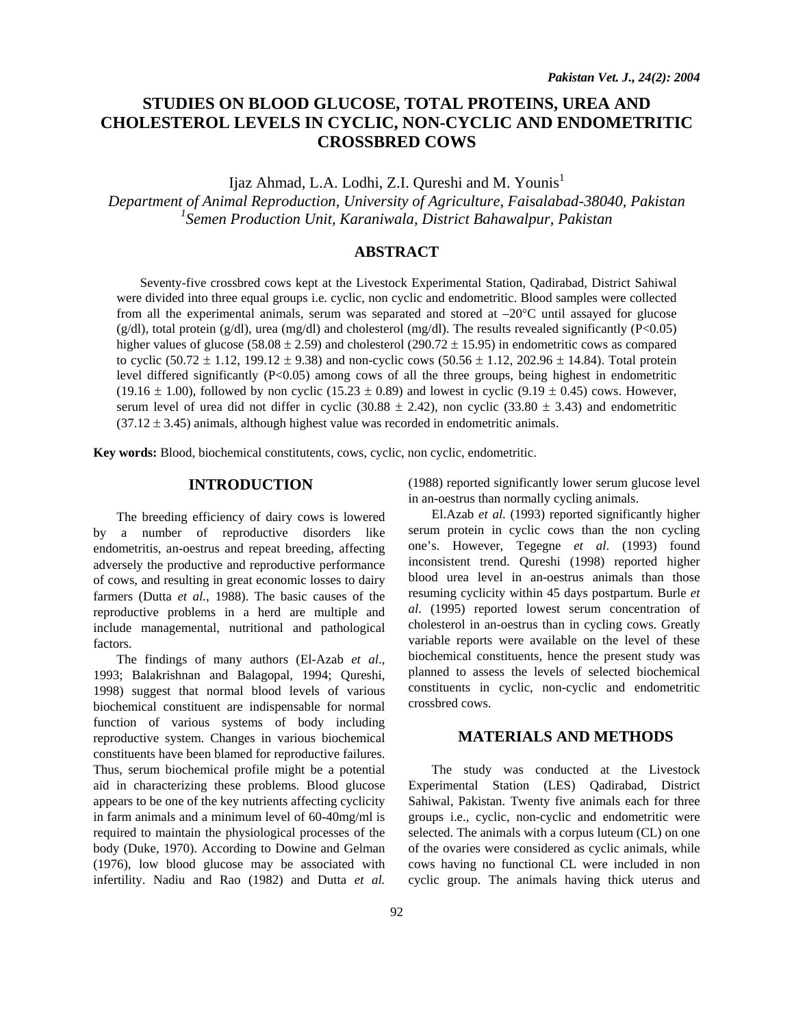# STUDIES ON BLOOD GLUCOSE, TOTAL PROTEINS, UREA AND CHOLESTEROL LEVELS IN CYCLIC, NON-CYCLIC AND ENDOMETRITIC CROSSBRED COWS

Ijaz Ahmad, L.A. Lodhi, Z.I. Qureshi and M. Younis[1]

*Department of Animal Reproduction, University of Agriculture, Faisalabad-38040, Pakistan*
*[1]Semen Production Unit, Karaniwala, District Bahawalpur, Pakistan*

## ABSTRACT

Seventy-five crossbred cows kept at the Livestock Experimental Station, Qadirabad, District Sahiwal were divided into three equal groups i.e. cyclic, non cyclic and endometritic. Blood samples were collected from all the experimental animals, serum was separated and stored at –20°C until assayed for glucose (g/dl), total protein (g/dl), urea (mg/dl) and cholesterol (mg/dl). The results revealed significantly ($P<0.05$) higher values of glucose (58.08 ± 2.59) and cholesterol (290.72 ± 15.95) in endometritic cows as compared to cyclic (50.72 ± 1.12, 199.12 ± 9.38) and non-cyclic cows (50.56 ± 1.12, 202.96 ± 14.84). Total protein level differed significantly ($P<0.05$) among cows of all the three groups, being highest in endometritic (19.16 ± 1.00), followed by non cyclic (15.23 ± 0.89) and lowest in cyclic (9.19 ± 0.45) cows. However, serum level of urea did not differ in cyclic (30.88 ± 2.42), non cyclic (33.80 ± 3.43) and endometritic (37.12 ± 3.45) animals, although highest value was recorded in endometritic animals.

**Key words:** Blood, biochemical constitutents, cows, cyclic, non cyclic, endometritic.

## INTRODUCTION

The breeding efficiency of dairy cows is lowered by a number of reproductive disorders like endometritis, an-oestrus and repeat breeding, affecting adversely the productive and reproductive performance of cows, and resulting in great economic losses to dairy farmers (Dutta *et al.*, 1988). The basic causes of the reproductive problems in a herd are multiple and include managemental, nutritional and pathological factors.

The findings of many authors (El-Azab *et al*., 1993; Balakrishnan and Balagopal, 1994; Qureshi, 1998) suggest that normal blood levels of various biochemical constituent are indispensable for normal function of various systems of body including reproductive system. Changes in various biochemical constituents have been blamed for reproductive failures. Thus, serum biochemical profile might be a potential aid in characterizing these problems. Blood glucose appears to be one of the key nutrients affecting cyclicity in farm animals and a minimum level of 60-40mg/ml is required to maintain the physiological processes of the body (Duke, 1970). According to Dowine and Gelman (1976), low blood glucose may be associated with infertility. Nadiu and Rao (1982) and Dutta *et al.* (1988) reported significantly lower serum glucose level in an-oestrus than normally cycling animals.

El.Azab *et al.* (1993) reported significantly higher serum protein in cyclic cows than the non cycling one's. However, Tegegne *et al*. (1993) found inconsistent trend. Qureshi (1998) reported higher blood urea level in an-oestrus animals than those resuming cyclicity within 45 days postpartum. Burle *et al*. (1995) reported lowest serum concentration of cholesterol in an-oestrus than in cycling cows. Greatly variable reports were available on the level of these biochemical constituents, hence the present study was planned to assess the levels of selected biochemical constituents in cyclic, non-cyclic and endometritic crossbred cows.

## MATERIALS AND METHODS

The study was conducted at the Livestock Experimental Station (LES) Qadirabad, District Sahiwal, Pakistan. Twenty five animals each for three groups i.e., cyclic, non-cyclic and endometritic were selected. The animals with a corpus luteum (CL) on one of the ovaries were considered as cyclic animals, while cows having no functional CL were included in non cyclic group. The animals having thick uterus and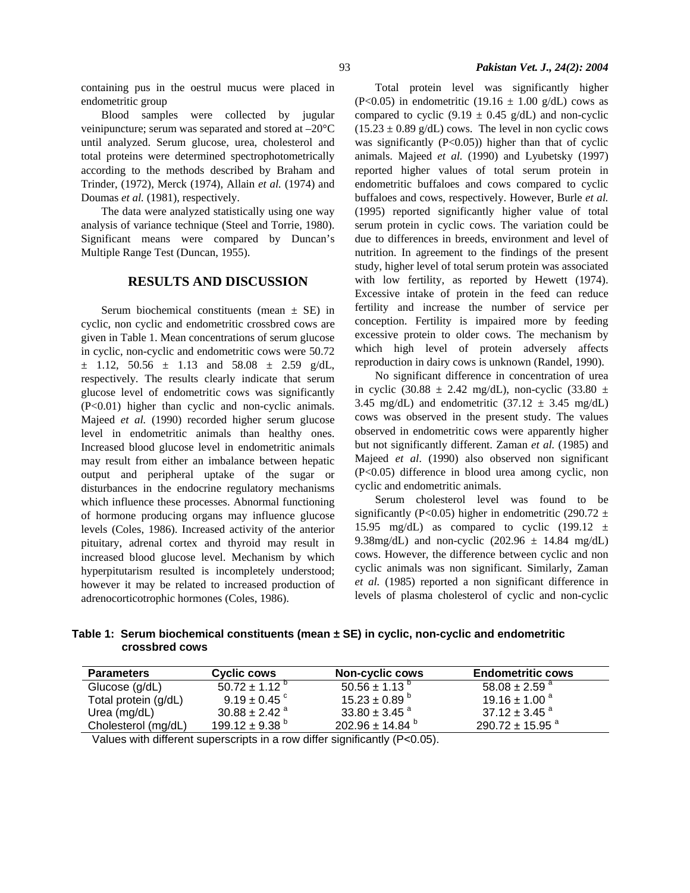containing pus in the oestrul mucus were placed in endometritic group

Blood samples were collected by jugular veinipuncture; serum was separated and stored at –20°C until analyzed. Serum glucose, urea, cholesterol and total proteins were determined spectrophotometrically according to the methods described by Braham and Trinder, (1972), Merck (1974), Allain *et al.* (1974) and Doumas *et al.* (1981), respectively.

The data were analyzed statistically using one way analysis of variance technique (Steel and Torrie, 1980). Significant means were compared by Duncan's Multiple Range Test (Duncan, 1955).

## RESULTS AND DISCUSSION

Serum biochemical constituents (mean ± SE) in cyclic, non cyclic and endometritic crossbred cows are given in Table 1. Mean concentrations of serum glucose in cyclic, non-cyclic and endometritic cows were 50.72 ± 1.12, 50.56 ± 1.13 and 58.08 ± 2.59 g/dL, respectively. The results clearly indicate that serum glucose level of endometritic cows was significantly (P<0.01) higher than cyclic and non-cyclic animals. Majeed *et al.* (1990) recorded higher serum glucose level in endometritic animals than healthy ones. Increased blood glucose level in endometritic animals may result from either an imbalance between hepatic output and peripheral uptake of the sugar or disturbances in the endocrine regulatory mechanisms which influence these processes. Abnormal functioning of hormone producing organs may influence glucose levels (Coles, 1986). Increased activity of the anterior pituitary, adrenal cortex and thyroid may result in increased blood glucose level. Mechanism by which hyperpitutarism resulted is incompletely understood; however it may be related to increased production of adrenocorticotrophic hormones (Coles, 1986).

Total protein level was significantly higher (P<0.05) in endometritic (19.16 ± 1.00 g/dL) cows as compared to cyclic (9.19 ± 0.45 g/dL) and non-cyclic (15.23 ± 0.89 g/dL) cows. The level in non cyclic cows was significantly (P<0.05)) higher than that of cyclic animals. Majeed *et al.* (1990) and Lyubetsky (1997) reported higher values of total serum protein in endometritic buffaloes and cows compared to cyclic buffaloes and cows, respectively. However, Burle *et al.* (1995) reported significantly higher value of total serum protein in cyclic cows. The variation could be due to differences in breeds, environment and level of nutrition. In agreement to the findings of the present study, higher level of total serum protein was associated with low fertility, as reported by Hewett (1974). Excessive intake of protein in the feed can reduce fertility and increase the number of service per conception. Fertility is impaired more by feeding excessive protein to older cows. The mechanism by which high level of protein adversely affects reproduction in dairy cows is unknown (Randel, 1990).

No significant difference in concentration of urea in cyclic (30.88 ± 2.42 mg/dL), non-cyclic (33.80 ± 3.45 mg/dL) and endometritic (37.12 ± 3.45 mg/dL) cows was observed in the present study. The values observed in endometritic cows were apparently higher but not significantly different. Zaman *et al.* (1985) and Majeed *et al*. (1990) also observed non significant (P<0.05) difference in blood urea among cyclic, non cyclic and endometritic animals.

Serum cholesterol level was found to be significantly (P<0.05) higher in endometritic (290.72 ± 15.95 mg/dL) as compared to cyclic (199.12 ± 9.38mg/dL) and non-cyclic (202.96 ± 14.84 mg/dL) cows. However, the difference between cyclic and non cyclic animals was non significant. Similarly, Zaman *et al.* (1985) reported a non significant difference in levels of plasma cholesterol of cyclic and non-cyclic

**Table 1: Serum biochemical constituents (mean ± SE) in cyclic, non-cyclic and endometritic crossbred cows**

| Parameters | Cyclic cows | Non-cyclic cows | Endometritic cows |
|---|---|---|---|
| Glucose (g/dL) | 50.72 ± 1.12 [b] | 50.56 ± 1.13 [b] | 58.08 ± 2.59 [a] |
| Total protein (g/dL) | 9.19 ± 0.45 [c] | 15.23 ± 0.89 [b] | 19.16 ± 1.00 [a] |
| Urea (mg/dL) | 30.88 ± 2.42 [a] | 33.80 ± 3.45 [a] | 37.12 ± 3.45 [a] |
| Cholesterol (mg/dL) | 199.12 ± 9.38 [b] | 202.96 ± 14.84 [b] | 290.72 ± 15.95 [a] |

Values with different superscripts in a row differ significantly (P<0.05).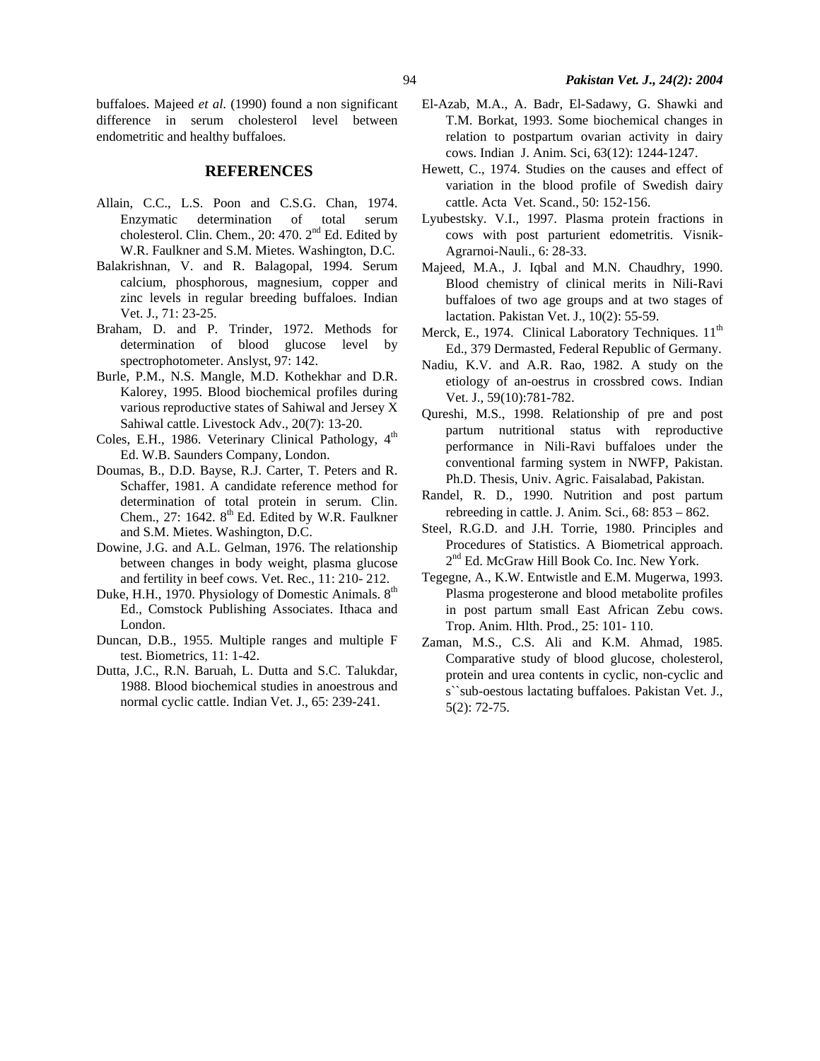buffaloes. Majeed *et al*. (1990) found a non significant difference in serum cholesterol level between endometritic and healthy buffaloes.

## REFERENCES

Allain, C.C., L.S. Poon and C.S.G. Chan, 1974. Enzymatic determination of total serum cholesterol. Clin. Chem., 20: 470. 2nd Ed. Edited by W.R. Faulkner and S.M. Mietes. Washington, D.C.

Balakrishnan, V. and R. Balagopal, 1994. Serum calcium, phosphorous, magnesium, copper and zinc levels in regular breeding buffaloes. Indian Vet. J., 71: 23-25.

Braham, D. and P. Trinder, 1972. Methods for determination of blood glucose level by spectrophotometer. Anslyst, 97: 142.

Burle, P.M., N.S. Mangle, M.D. Kothekhar and D.R. Kalorey, 1995. Blood biochemical profiles during various reproductive states of Sahiwal and Jersey X Sahiwal cattle. Livestock Adv., 20(7): 13-20.

Coles, E.H., 1986. Veterinary Clinical Pathology, 4th Ed. W.B. Saunders Company, London.

Doumas, B., D.D. Bayse, R.J. Carter, T. Peters and R. Schaffer, 1981. A candidate reference method for determination of total protein in serum. Clin. Chem., 27: 1642. 8th Ed. Edited by W.R. Faulkner and S.M. Mietes. Washington, D.C.

Dowine, J.G. and A.L. Gelman, 1976. The relationship between changes in body weight, plasma glucose and fertility in beef cows. Vet. Rec., 11: 210- 212.

Duke, H.H., 1970. Physiology of Domestic Animals. 8th Ed., Comstock Publishing Associates. Ithaca and London.

Duncan, D.B., 1955. Multiple ranges and multiple F test. Biometrics, 11: 1-42.

Dutta, J.C., R.N. Baruah, L. Dutta and S.C. Talukdar, 1988. Blood biochemical studies in anoestrous and normal cyclic cattle. Indian Vet. J., 65: 239-241.

El-Azab, M.A., A. Badr, El-Sadawy, G. Shawki and T.M. Borkat, 1993. Some biochemical changes in relation to postpartum ovarian activity in dairy cows. Indian J. Anim. Sci, 63(12): 1244-1247.

Hewett, C., 1974. Studies on the causes and effect of variation in the blood profile of Swedish dairy cattle. Acta Vet. Scand., 50: 152-156.

Lyubestsky. V.I., 1997. Plasma protein fractions in cows with post parturient edometritis. Visnik-Agrarnoi-Nauli., 6: 28-33.

Majeed, M.A., J. Iqbal and M.N. Chaudhry, 1990. Blood chemistry of clinical merits in Nili-Ravi buffaloes of two age groups and at two stages of lactation. Pakistan Vet. J., 10(2): 55-59.

Merck, E., 1974. Clinical Laboratory Techniques. 11th Ed., 379 Dermasted, Federal Republic of Germany.

Nadiu, K.V. and A.R. Rao, 1982. A study on the etiology of an-oestrus in crossbred cows. Indian Vet. J., 59(10):781-782.

Qureshi, M.S., 1998. Relationship of pre and post partum nutritional status with reproductive performance in Nili-Ravi buffaloes under the conventional farming system in NWFP, Pakistan. Ph.D. Thesis, Univ. Agric. Faisalabad, Pakistan.

Randel, R. D., 1990. Nutrition and post partum rebreeding in cattle. J. Anim. Sci., 68: 853 – 862.

Steel, R.G.D. and J.H. Torrie, 1980. Principles and Procedures of Statistics. A Biometrical approach. 2nd Ed. McGraw Hill Book Co. Inc. New York.

Tegegne, A., K.W. Entwistle and E.M. Mugerwa, 1993. Plasma progesterone and blood metabolite profiles in post partum small East African Zebu cows. Trop. Anim. Hlth. Prod., 25: 101- 110.

Zaman, M.S., C.S. Ali and K.M. Ahmad, 1985. Comparative study of blood glucose, cholesterol, protein and urea contents in cyclic, non-cyclic and s``sub-oestous lactating buffaloes. Pakistan Vet. J., 5(2): 72-75.